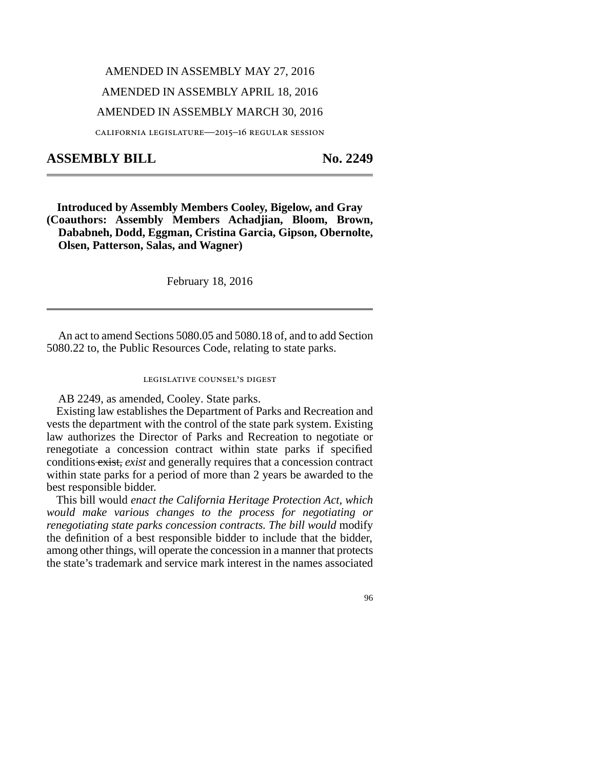AMENDED IN ASSEMBLY MAY 27, 2016

AMENDED IN ASSEMBLY APRIL 18, 2016

AMENDED IN ASSEMBLY MARCH 30, 2016

CALIFORNIA LEGISLATURE—2015–16 REGULAR SESSION

# ASSEMBLY BILL No. 2249

**Introduced by Assembly Members Cooley, Bigelow, and Gray**
**(Coauthors: Assembly Members Achadjian, Bloom, Brown, Dababneh, Dodd, Eggman, Cristina Garcia, Gipson, Obernolte, Olsen, Patterson, Salas, and Wagner)**

February 18, 2016

---

An act to amend Sections 5080.05 and 5080.18 of, and to add Section 5080.22 to, the Public Resources Code, relating to state parks.

LEGISLATIVE COUNSEL'S DIGEST

AB 2249, as amended, Cooley. State parks.

Existing law establishes the Department of Parks and Recreation and vests the department with the control of the state park system. Existing law authorizes the Director of Parks and Recreation to negotiate or renegotiate a concession contract within state parks if specified conditions ~~exist,~~ *exist* and generally requires that a concession contract within state parks for a period of more than 2 years be awarded to the best responsible bidder.

This bill would *enact the California Heritage Protection Act, which would make various changes to the process for negotiating or renegotiating state parks concession contracts. The bill would* modify the definition of a best responsible bidder to include that the bidder, among other things, will operate the concession in a manner that protects the state's trademark and service mark interest in the names associated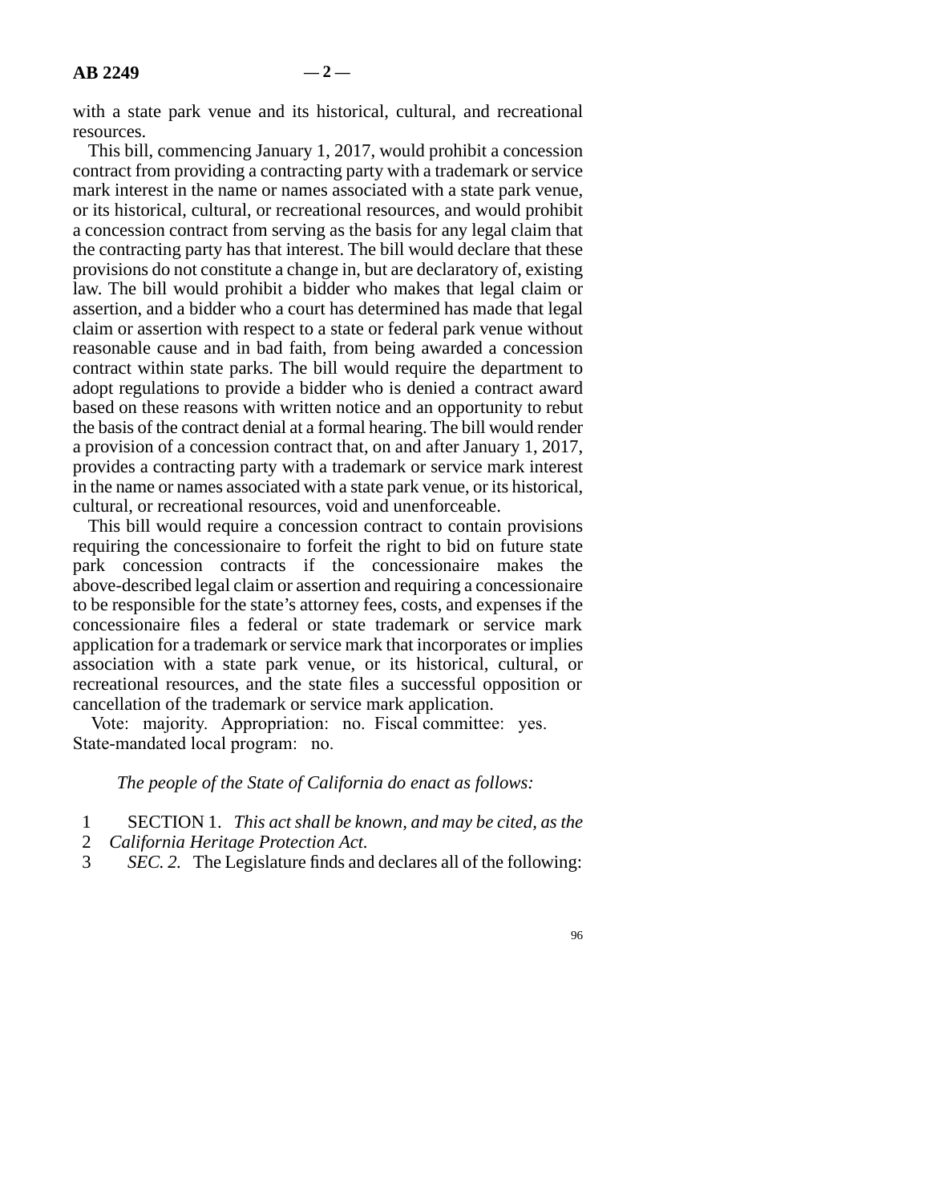with a state park venue and its historical, cultural, and recreational resources.

This bill, commencing January 1, 2017, would prohibit a concession contract from providing a contracting party with a trademark or service mark interest in the name or names associated with a state park venue, or its historical, cultural, or recreational resources, and would prohibit a concession contract from serving as the basis for any legal claim that the contracting party has that interest. The bill would declare that these provisions do not constitute a change in, but are declaratory of, existing law. The bill would prohibit a bidder who makes that legal claim or assertion, and a bidder who a court has determined has made that legal claim or assertion with respect to a state or federal park venue without reasonable cause and in bad faith, from being awarded a concession contract within state parks. The bill would require the department to adopt regulations to provide a bidder who is denied a contract award based on these reasons with written notice and an opportunity to rebut the basis of the contract denial at a formal hearing. The bill would render a provision of a concession contract that, on and after January 1, 2017, provides a contracting party with a trademark or service mark interest in the name or names associated with a state park venue, or its historical, cultural, or recreational resources, void and unenforceable.

This bill would require a concession contract to contain provisions requiring the concessionaire to forfeit the right to bid on future state park concession contracts if the concessionaire makes the above-described legal claim or assertion and requiring a concessionaire to be responsible for the state's attorney fees, costs, and expenses if the concessionaire files a federal or state trademark or service mark application for a trademark or service mark that incorporates or implies association with a state park venue, or its historical, cultural, or recreational resources, and the state files a successful opposition or cancellation of the trademark or service mark application.

Vote: majority. Appropriation: no. Fiscal committee: yes. State-mandated local program: no.

*The people of the State of California do enact as follows:*

1 SECTION 1. *This act shall be known, and may be cited, as the*
2 *California Heritage Protection Act.*
3 *SEC. 2.* The Legislature finds and declares all of the following: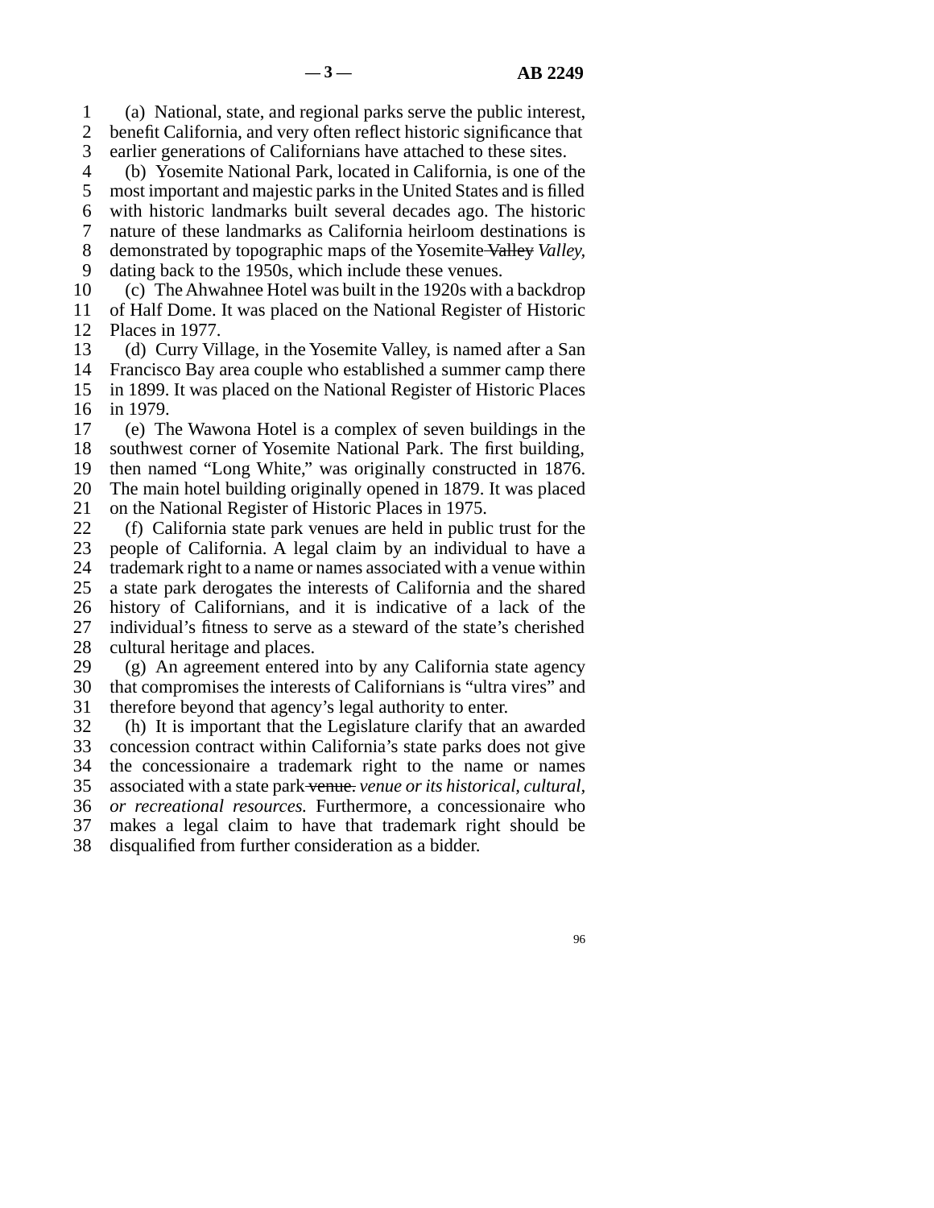(a) National, state, and regional parks serve the public interest, benefit California, and very often reflect historic significance that earlier generations of Californians have attached to these sites.

(b) Yosemite National Park, located in California, is one of the most important and majestic parks in the United States and is filled with historic landmarks built several decades ago. The historic nature of these landmarks as California heirloom destinations is demonstrated by topographic maps of the Yosemite ~~Valley~~ *Valley,* dating back to the 1950s, which include these venues.

(c) The Ahwahnee Hotel was built in the 1920s with a backdrop of Half Dome. It was placed on the National Register of Historic Places in 1977.

(d) Curry Village, in the Yosemite Valley, is named after a San Francisco Bay area couple who established a summer camp there in 1899. It was placed on the National Register of Historic Places in 1979.

(e) The Wawona Hotel is a complex of seven buildings in the southwest corner of Yosemite National Park. The first building, then named "Long White," was originally constructed in 1876. The main hotel building originally opened in 1879. It was placed on the National Register of Historic Places in 1975.

(f) California state park venues are held in public trust for the people of California. A legal claim by an individual to have a trademark right to a name or names associated with a venue within a state park derogates the interests of California and the shared history of Californians, and it is indicative of a lack of the individual's fitness to serve as a steward of the state's cherished cultural heritage and places.

(g) An agreement entered into by any California state agency that compromises the interests of Californians is "ultra vires" and therefore beyond that agency's legal authority to enter.

(h) It is important that the Legislature clarify that an awarded concession contract within California's state parks does not give the concessionaire a trademark right to the name or names associated with a state park ~~venue.~~ *venue or its historical, cultural, or recreational resources.* Furthermore, a concessionaire who makes a legal claim to have that trademark right should be disqualified from further consideration as a bidder.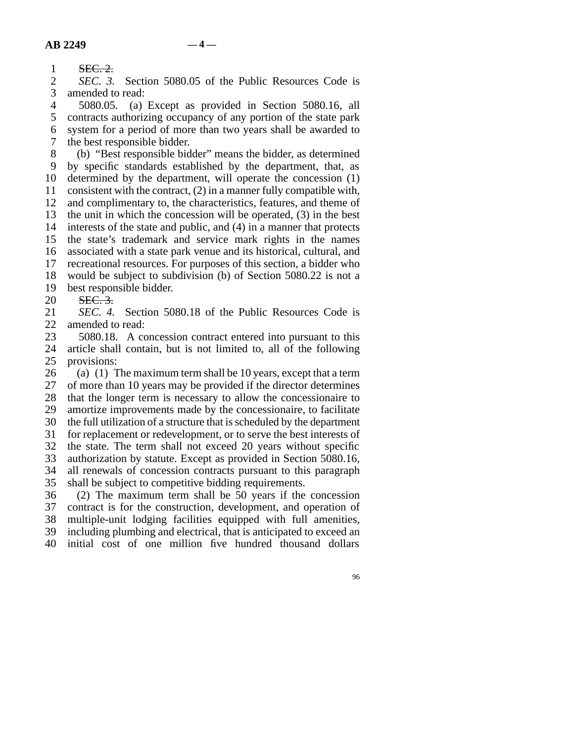~~SEC. 2.~~

*SEC. 3.* Section 5080.05 of the Public Resources Code is amended to read:

5080.05. (a) Except as provided in Section 5080.16, all contracts authorizing occupancy of any portion of the state park system for a period of more than two years shall be awarded to the best responsible bidder.

(b) "Best responsible bidder" means the bidder, as determined by specific standards established by the department, that, as determined by the department, will operate the concession (1) consistent with the contract, (2) in a manner fully compatible with, and complimentary to, the characteristics, features, and theme of the unit in which the concession will be operated, (3) in the best interests of the state and public, and (4) in a manner that protects the state's trademark and service mark rights in the names associated with a state park venue and its historical, cultural, and recreational resources. For purposes of this section, a bidder who would be subject to subdivision (b) of Section 5080.22 is not a best responsible bidder.

~~SEC. 3.~~

*SEC. 4.* Section 5080.18 of the Public Resources Code is amended to read:

5080.18. A concession contract entered into pursuant to this article shall contain, but is not limited to, all of the following provisions:

(a) (1) The maximum term shall be 10 years, except that a term of more than 10 years may be provided if the director determines that the longer term is necessary to allow the concessionaire to amortize improvements made by the concessionaire, to facilitate the full utilization of a structure that is scheduled by the department for replacement or redevelopment, or to serve the best interests of the state. The term shall not exceed 20 years without specific authorization by statute. Except as provided in Section 5080.16, all renewals of concession contracts pursuant to this paragraph shall be subject to competitive bidding requirements.

(2) The maximum term shall be 50 years if the concession contract is for the construction, development, and operation of multiple-unit lodging facilities equipped with full amenities, including plumbing and electrical, that is anticipated to exceed an initial cost of one million five hundred thousand dollars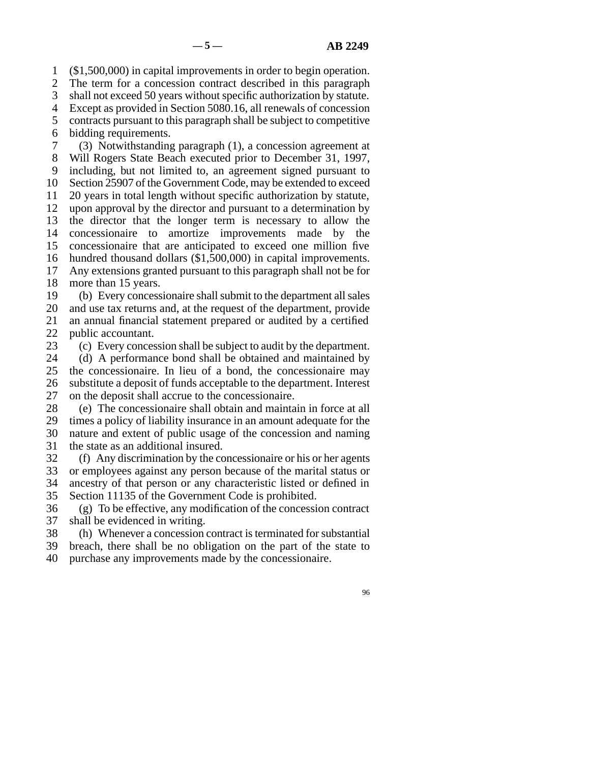($1,500,000) in capital improvements in order to begin operation. The term for a concession contract described in this paragraph shall not exceed 50 years without specific authorization by statute. Except as provided in Section 5080.16, all renewals of concession contracts pursuant to this paragraph shall be subject to competitive bidding requirements.

(3) Notwithstanding paragraph (1), a concession agreement at Will Rogers State Beach executed prior to December 31, 1997, including, but not limited to, an agreement signed pursuant to Section 25907 of the Government Code, may be extended to exceed 20 years in total length without specific authorization by statute, upon approval by the director and pursuant to a determination by the director that the longer term is necessary to allow the concessionaire to amortize improvements made by the concessionaire that are anticipated to exceed one million five hundred thousand dollars ($1,500,000) in capital improvements. Any extensions granted pursuant to this paragraph shall not be for more than 15 years.

(b) Every concessionaire shall submit to the department all sales and use tax returns and, at the request of the department, provide an annual financial statement prepared or audited by a certified public accountant.

(c) Every concession shall be subject to audit by the department.

(d) A performance bond shall be obtained and maintained by the concessionaire. In lieu of a bond, the concessionaire may substitute a deposit of funds acceptable to the department. Interest on the deposit shall accrue to the concessionaire.

(e) The concessionaire shall obtain and maintain in force at all times a policy of liability insurance in an amount adequate for the nature and extent of public usage of the concession and naming the state as an additional insured.

(f) Any discrimination by the concessionaire or his or her agents or employees against any person because of the marital status or ancestry of that person or any characteristic listed or defined in Section 11135 of the Government Code is prohibited.

(g) To be effective, any modification of the concession contract shall be evidenced in writing.

(h) Whenever a concession contract is terminated for substantial breach, there shall be no obligation on the part of the state to purchase any improvements made by the concessionaire.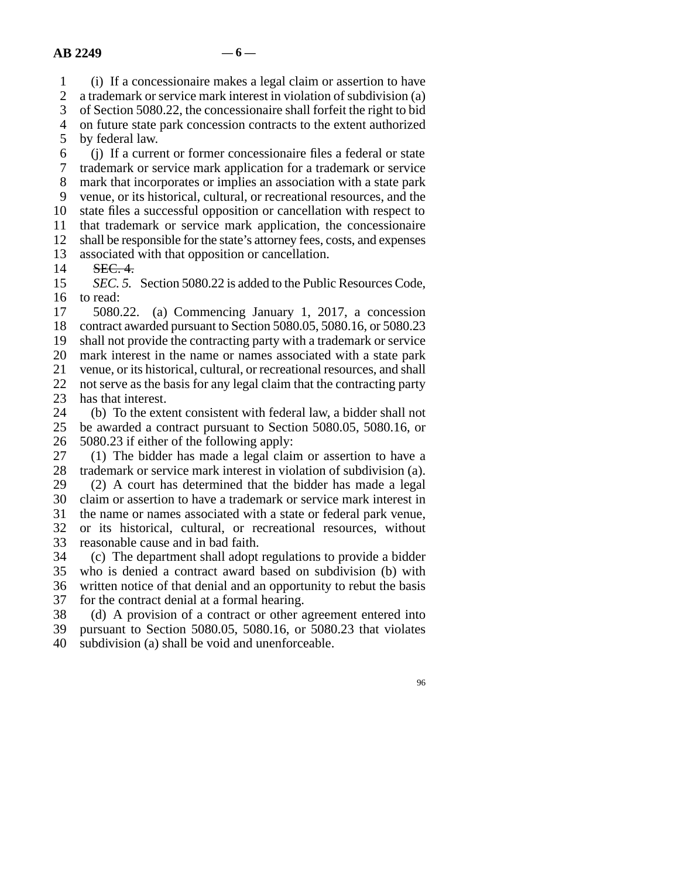(i) If a concessionaire makes a legal claim or assertion to have a trademark or service mark interest in violation of subdivision (a) of Section 5080.22, the concessionaire shall forfeit the right to bid on future state park concession contracts to the extent authorized by federal law.

(j) If a current or former concessionaire files a federal or state trademark or service mark application for a trademark or service mark that incorporates or implies an association with a state park venue, or its historical, cultural, or recreational resources, and the state files a successful opposition or cancellation with respect to that trademark or service mark application, the concessionaire shall be responsible for the state's attorney fees, costs, and expenses associated with that opposition or cancellation.

~~SEC. 4.~~

*SEC. 5.* Section 5080.22 is added to the Public Resources Code, to read:

5080.22. (a) Commencing January 1, 2017, a concession contract awarded pursuant to Section 5080.05, 5080.16, or 5080.23 shall not provide the contracting party with a trademark or service mark interest in the name or names associated with a state park venue, or its historical, cultural, or recreational resources, and shall not serve as the basis for any legal claim that the contracting party has that interest.

(b) To the extent consistent with federal law, a bidder shall not be awarded a contract pursuant to Section 5080.05, 5080.16, or 5080.23 if either of the following apply:

(1) The bidder has made a legal claim or assertion to have a trademark or service mark interest in violation of subdivision (a).

(2) A court has determined that the bidder has made a legal claim or assertion to have a trademark or service mark interest in the name or names associated with a state or federal park venue, or its historical, cultural, or recreational resources, without reasonable cause and in bad faith.

(c) The department shall adopt regulations to provide a bidder who is denied a contract award based on subdivision (b) with written notice of that denial and an opportunity to rebut the basis for the contract denial at a formal hearing.

(d) A provision of a contract or other agreement entered into pursuant to Section 5080.05, 5080.16, or 5080.23 that violates subdivision (a) shall be void and unenforceable.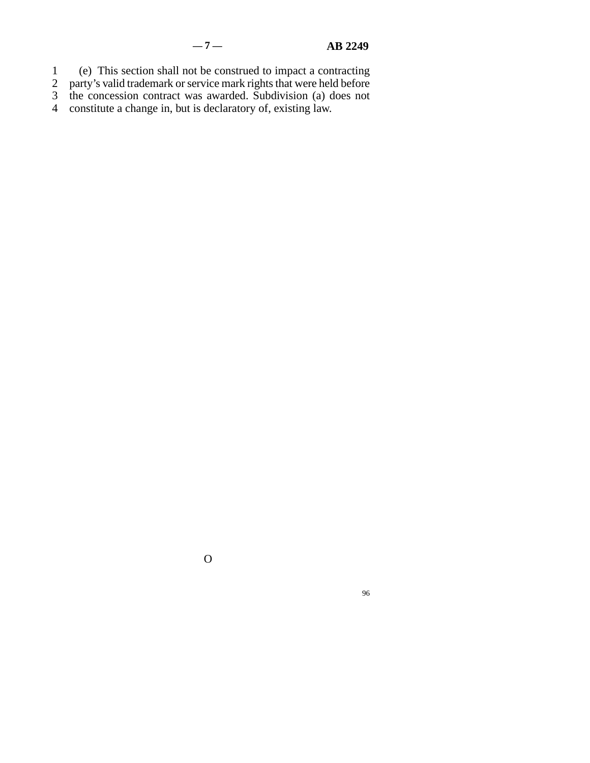(e) This section shall not be construed to impact a contracting party's valid trademark or service mark rights that were held before the concession contract was awarded. Subdivision (a) does not constitute a change in, but is declaratory of, existing law.

O